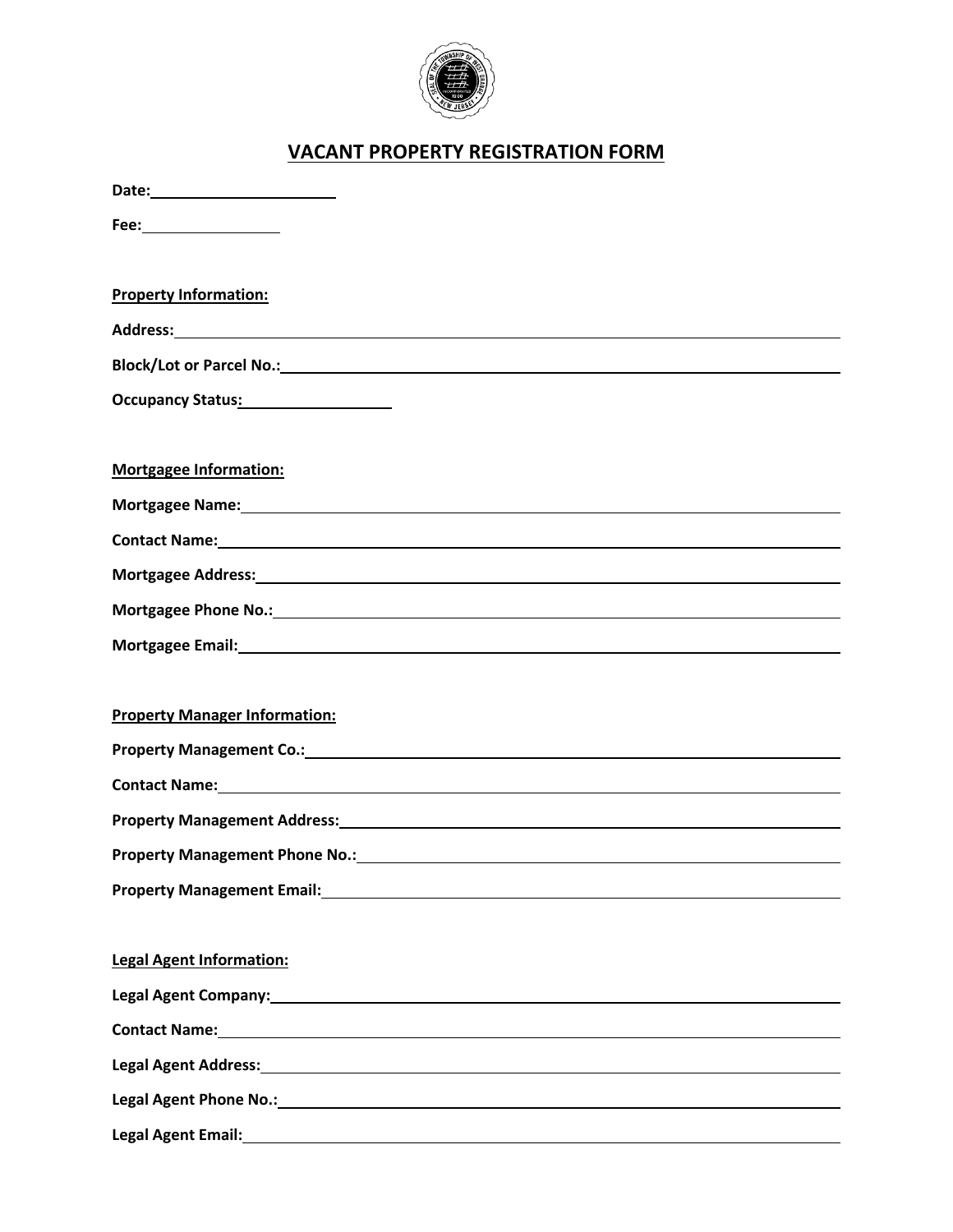# VACANT PROPERTY REGISTRATION FORM

**Date:** ______________________

**Fee:** ________________

**Property Information:**

**Address:** ____________________________________________

**Block/Lot or Parcel No.:** ____________________________________________

**Occupancy Status:** ________________

**Mortgagee Information:**

**Mortgagee Name:** ____________________________________________

**Contact Name:** ____________________________________________

**Mortgagee Address:** ____________________________________________

**Mortgagee Phone No.:** ____________________________________________

**Mortgagee Email:** ____________________________________________

**Property Manager Information:**

**Property Management Co.:** ____________________________________________

**Contact Name:** ____________________________________________

**Property Management Address:** ____________________________________________

**Property Management Phone No.:** ____________________________________________

**Property Management Email:** ____________________________________________

**Legal Agent Information:**

**Legal Agent Company:** ____________________________________________

**Contact Name:** ____________________________________________

**Legal Agent Address:** ____________________________________________

**Legal Agent Phone No.:** ____________________________________________

**Legal Agent Email:** ____________________________________________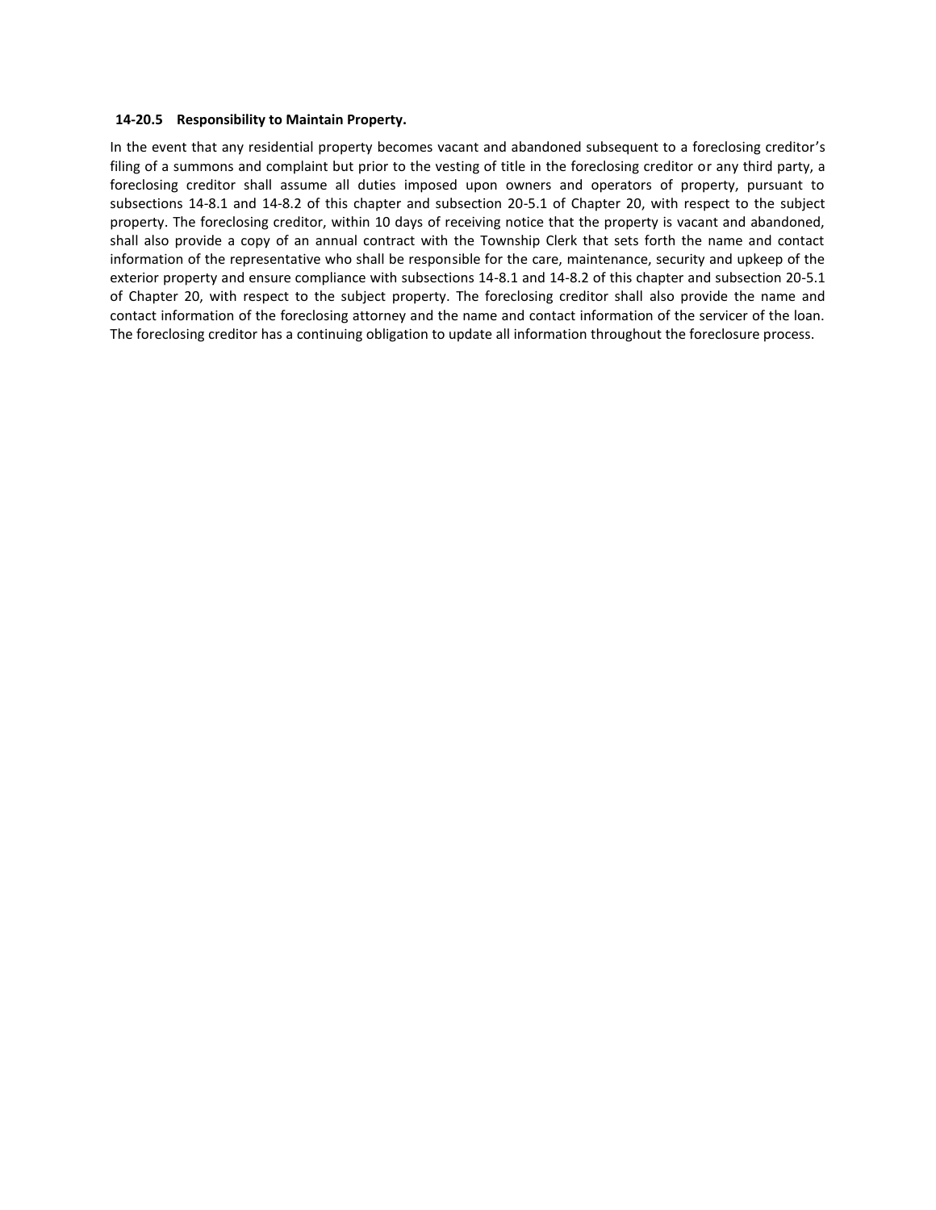**14-20.5 Responsibility to Maintain Property.**

In the event that any residential property becomes vacant and abandoned subsequent to a foreclosing creditor's filing of a summons and complaint but prior to the vesting of title in the foreclosing creditor or any third party, a foreclosing creditor shall assume all duties imposed upon owners and operators of property, pursuant to subsections 14-8.1 and 14-8.2 of this chapter and subsection 20-5.1 of Chapter 20, with respect to the subject property. The foreclosing creditor, within 10 days of receiving notice that the property is vacant and abandoned, shall also provide a copy of an annual contract with the Township Clerk that sets forth the name and contact information of the representative who shall be responsible for the care, maintenance, security and upkeep of the exterior property and ensure compliance with subsections 14-8.1 and 14-8.2 of this chapter and subsection 20-5.1 of Chapter 20, with respect to the subject property. The foreclosing creditor shall also provide the name and contact information of the foreclosing attorney and the name and contact information of the servicer of the loan. The foreclosing creditor has a continuing obligation to update all information throughout the foreclosure process.